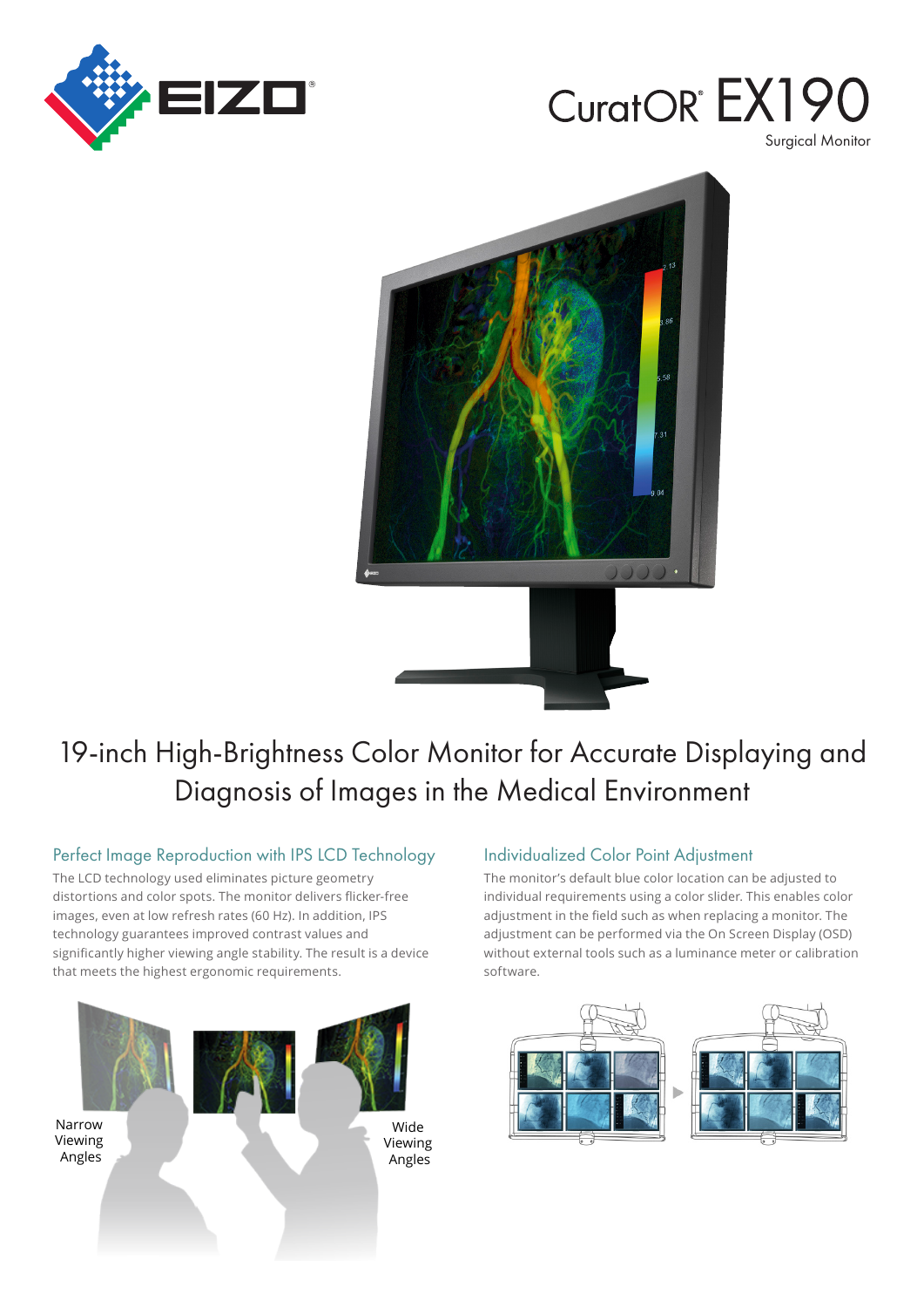# CuratOR® EX190

Surgical Monitor

## 19-inch High-Brightness Color Monitor for Accurate Displaying and Diagnosis of Images in the Medical Environment

### Perfect Image Reproduction with IPS LCD Technology

The LCD technology used eliminates picture geometry distortions and color spots. The monitor delivers flicker-free images, even at low refresh rates (60 Hz). In addition, IPS technology guarantees improved contrast values and significantly higher viewing angle stability. The result is a device that meets the highest ergonomic requirements.

Narrow Viewing Angles

Wide Viewing Angles

### Individualized Color Point Adjustment

The monitor's default blue color location can be adjusted to individual requirements using a color slider. This enables color adjustment in the field such as when replacing a monitor. The adjustment can be performed via the On Screen Display (OSD) without external tools such as a luminance meter or calibration software.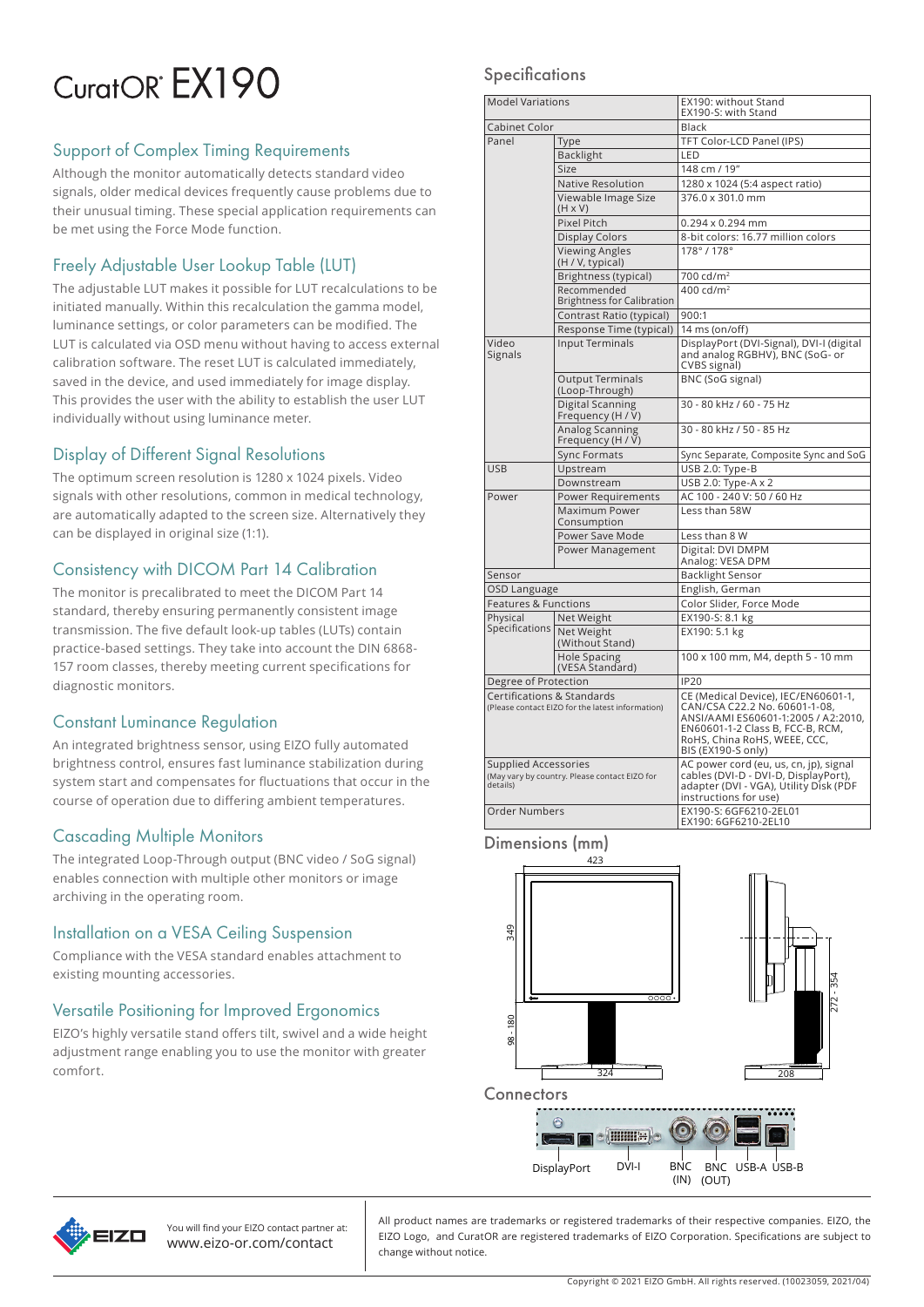# CuratOR® EX190

## Support of Complex Timing Requirements

Although the monitor automatically detects standard video signals, older medical devices frequently cause problems due to their unusual timing. These special application requirements can be met using the Force Mode function.

## Freely Adjustable User Lookup Table (LUT)

The adjustable LUT makes it possible for LUT recalculations to be initiated manually. Within this recalculation the gamma model, luminance settings, or color parameters can be modified. The LUT is calculated via OSD menu without having to access external calibration software. The reset LUT is calculated immediately, saved in the device, and used immediately for image display. This provides the user with the ability to establish the user LUT individually without using luminance meter.

## Display of Different Signal Resolutions

The optimum screen resolution is 1280 x 1024 pixels. Video signals with other resolutions, common in medical technology, are automatically adapted to the screen size. Alternatively they can be displayed in original size (1:1).

## Consistency with DICOM Part 14 Calibration

The monitor is precalibrated to meet the DICOM Part 14 standard, thereby ensuring permanently consistent image transmission. The five default look-up tables (LUTs) contain practice-based settings. They take into account the DIN 6868-157 room classes, thereby meeting current specifications for diagnostic monitors.

## Constant Luminance Regulation

An integrated brightness sensor, using EIZO fully automated brightness control, ensures fast luminance stabilization during system start and compensates for fluctuations that occur in the course of operation due to differing ambient temperatures.

## Cascading Multiple Monitors

The integrated Loop-Through output (BNC video / SoG signal) enables connection with multiple other monitors or image archiving in the operating room.

## Installation on a VESA Ceiling Suspension

Compliance with the VESA standard enables attachment to existing mounting accessories.

## Versatile Positioning for Improved Ergonomics

EIZO's highly versatile stand offers tilt, swivel and a wide height adjustment range enabling you to use the monitor with greater comfort.

## Specifications

| | | |
|---|---|---|
| Model Variations | | EX190: without Stand<br>EX190-S: with Stand |
| Cabinet Color | | Black |
| Panel | Type | TFT Color-LCD Panel (IPS) |
| | Backlight | LED |
| | Size | 148 cm / 19" |
| | Native Resolution | 1280 x 1024 (5:4 aspect ratio) |
| | Viewable Image Size (H x V) | 376.0 x 301.0 mm |
| | Pixel Pitch | 0.294 x 0.294 mm |
| | Display Colors | 8-bit colors: 16.77 million colors |
| | Viewing Angles (H / V, typical) | 178° / 178° |
| | Brightness (typical) | 700 cd/m² |
| | Recommended Brightness for Calibration | 400 cd/m² |
| | Contrast Ratio (typical) | 900:1 |
| | Response Time (typical) | 14 ms (on/off) |
| Video Signals | Input Terminals | DisplayPort (DVI-Signal), DVI-I (digital and analog RGBHV), BNC (SoG- or CVBS signal) |
| | Output Terminals (Loop-Through) | BNC (SoG signal) |
| | Digital Scanning Frequency (H / V) | 30 - 80 kHz / 60 - 75 Hz |
| | Analog Scanning Frequency (H / V) | 30 - 80 kHz / 50 - 85 Hz |
| | Sync Formats | Sync Separate, Composite Sync and SoG |
| USB | Upstream | USB 2.0: Type-B |
| | Downstream | USB 2.0: Type-A x 2 |
| Power | Power Requirements | AC 100 - 240 V: 50 / 60 Hz |
| | Maximum Power Consumption | Less than 58W |
| | Power Save Mode | Less than 8 W |
| | Power Management | Digital: DVI DMPM<br>Analog: VESA DPM |
| Sensor | | Backlight Sensor |
| OSD Language | | English, German |
| Features & Functions | | Color Slider, Force Mode |
| Physical Specifications | Net Weight | EX190-S: 8.1 kg |
| | Net Weight (Without Stand) | EX190: 5.1 kg |
| | Hole Spacing (VESA Standard) | 100 x 100 mm, M4, depth 5 - 10 mm |
| Degree of Protection | | IP20 |
| Certifications & Standards (Please contact EIZO for the latest information) | | CE (Medical Device), IEC/EN60601-1, CAN/CSA C22.2 No. 60601-1-08, ANSI/AAMI ES60601-1:2005 / A2:2010, EN60601-1-2 Class B, FCC-B, RCM, RoHS, China RoHS, WEEE, CCC, BIS (EX190-S only) |
| Supplied Accessories (May vary by country. Please contact EIZO for details) | | AC power cord (eu, us, cn, jp), signal cables (DVI-D - DVI-D, DisplayPort), adapter (DVI - VGA), Utility Disk (PDF instructions for use) |
| Order Numbers | | EX190-S: 6GF6210-2EL01<br>EX190: 6GF6210-2EL10 |

## Dimensions (mm)

423
349
98 - 180
324
272 - 354
208

## Connectors

DisplayPort
DVI-I
BNC (IN)
BNC (OUT)
USB-A
USB-B

You will find your EIZO contact partner at:
www.eizo-or.com/contact

All product names are trademarks or registered trademarks of their respective companies. EIZO, the EIZO Logo, and CuratOR are registered trademarks of EIZO Corporation. Specifications are subject to change without notice.

Copyright © 2021 EIZO GmbH. All rights reserved. (10023059, 2021/04)